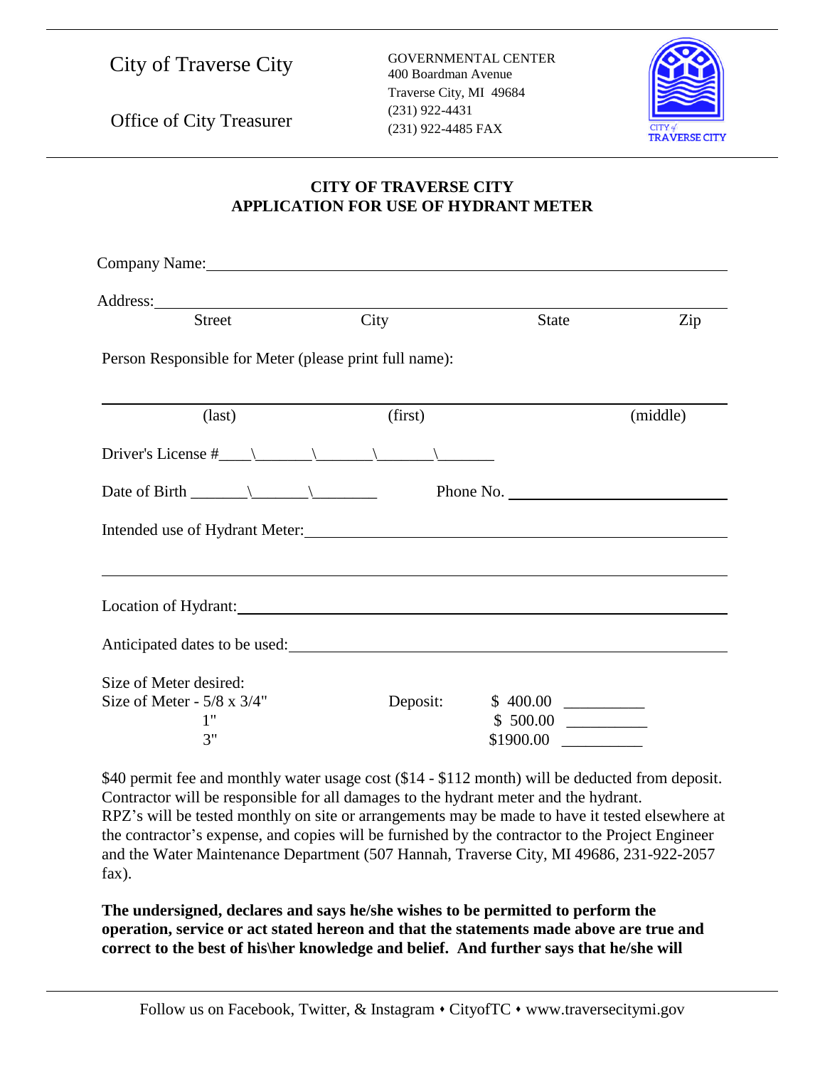City of Traverse City

Office of City Treasurer

GOVERNMENTAL CENTER
400 Boardman Avenue
Traverse City, MI 49684
(231) 922-4431
(231) 922-4485 FAX

CITY of TRAVERSE CITY

# CITY OF TRAVERSE CITY
# APPLICATION FOR USE OF HYDRANT METER

Company Name: ____________________________________________

Address: ____________________________________________

Street City State Zip

Person Responsible for Meter (please print full name):

____________________________________________

(last) (first) (middle)

Driver's License #____\\_______\\_______\\_______\\_______

Date of Birth _______\\_______\\________ Phone No. ______________________

Intended use of Hydrant Meter: ____________________________________________

____________________________________________

Location of Hydrant: ____________________________________________

Anticipated dates to be used: ____________________________________________

Size of Meter desired:

| Size of Meter | Deposit | |
|---|---|---|
| 5/8 x 3/4" | $ 400.00 | __________ |
| 1" | $ 500.00 | __________ |
| 3" | $1900.00 | __________ |

$40 permit fee and monthly water usage cost ($14 - $112 month) will be deducted from deposit. Contractor will be responsible for all damages to the hydrant meter and the hydrant. RPZ's will be tested monthly on site or arrangements may be made to have it tested elsewhere at the contractor's expense, and copies will be furnished by the contractor to the Project Engineer and the Water Maintenance Department (507 Hannah, Traverse City, MI 49686, 231-922-2057 fax).

**The undersigned, declares and says he/she wishes to be permitted to perform the operation, service or act stated hereon and that the statements made above are true and correct to the best of his\her knowledge and belief. And further says that he/she will**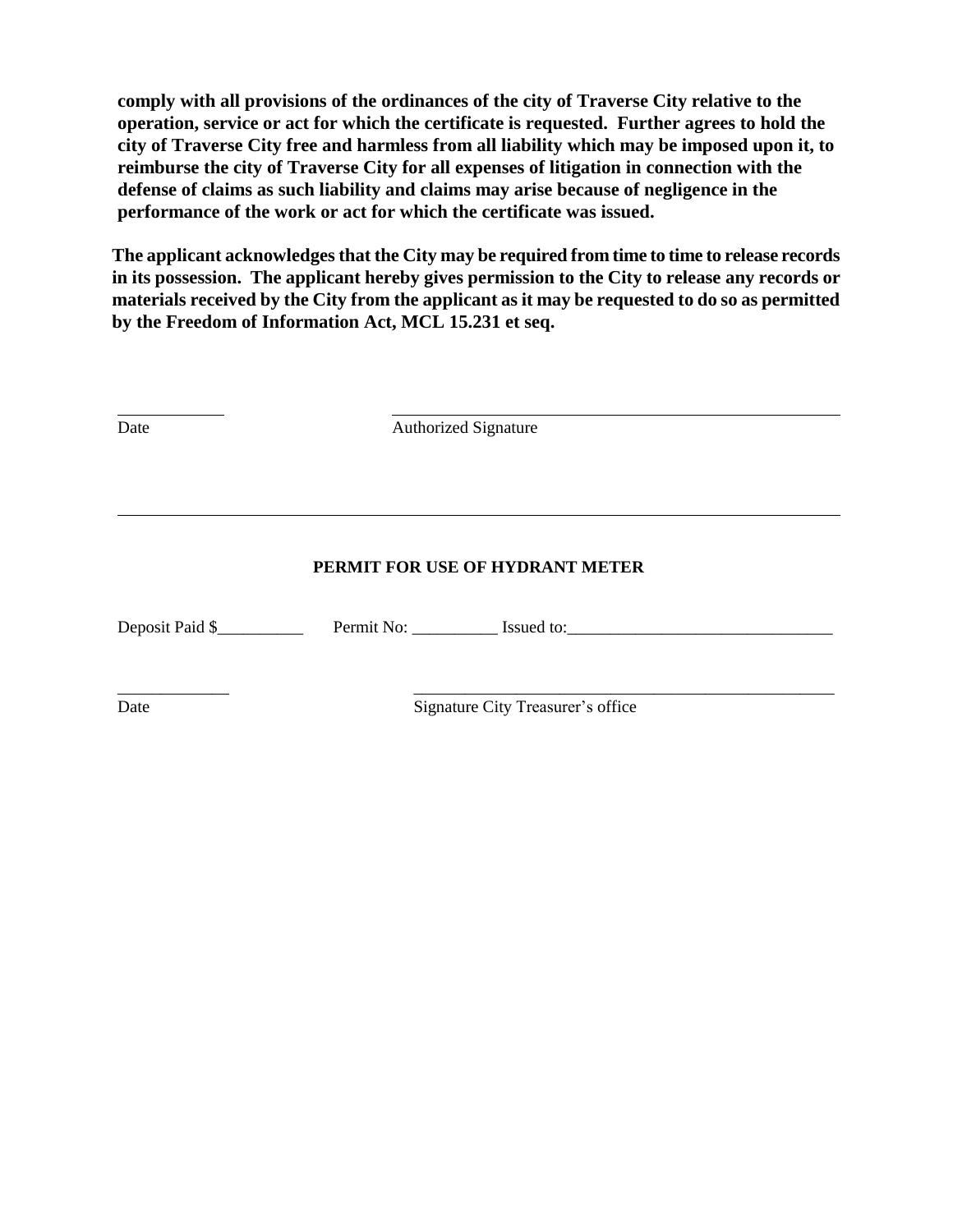**comply with all provisions of the ordinances of the city of Traverse City relative to the operation, service or act for which the certificate is requested. Further agrees to hold the city of Traverse City free and harmless from all liability which may be imposed upon it, to reimburse the city of Traverse City for all expenses of litigation in connection with the defense of claims as such liability and claims may arise because of negligence in the performance of the work or act for which the certificate was issued.**

**The applicant acknowledges that the City may be required from time to time to release records in its possession. The applicant hereby gives permission to the City to release any records or materials received by the City from the applicant as it may be requested to do so as permitted by the Freedom of Information Act, MCL 15.231 et seq.**

____________ ____________________________________________

Date Authorized Signature

---

**PERMIT FOR USE OF HYDRANT METER**

Deposit Paid $__________ Permit No: __________ Issued to:_______________________________

_____________ ___________________________________________________

Date Signature City Treasurer's office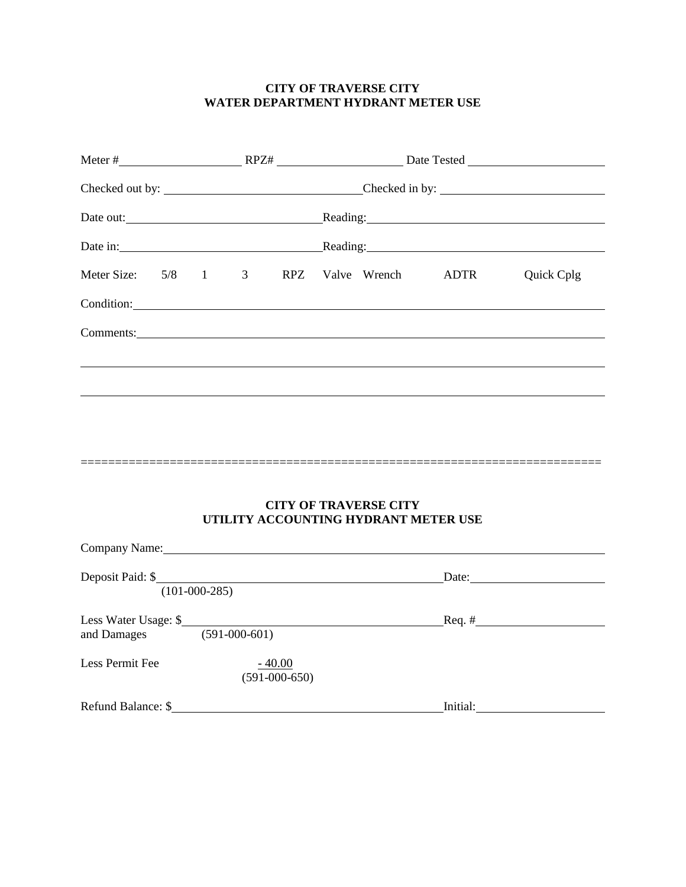**CITY OF TRAVERSE CITY**
**WATER DEPARTMENT HYDRANT METER USE**

Meter #____________________ RPZ# ____________________ Date Tested ______________________

Checked out by: ________________________________ Checked in by: __________________________

Date out: ________________________________ Reading: ________________________________________

Date in: _________________________________ Reading: ________________________________________

Meter Size: 5/8 1 3 RPZ Valve Wrench ADTR Quick Cplg

Condition: ________________________________________________________________________________

Comments: ________________________________________________________________________________

__________________________________________________________________________________________

__________________________________________________________________________________________

==========================================================================

**CITY OF TRAVERSE CITY**
**UTILITY ACCOUNTING HYDRANT METER USE**

Company Name: ____________________________________________________________________________

Deposit Paid: $ ______________________________________________ Date: ______________________
(101-000-285)

Less Water Usage: $ __________________________________________ Req. # ____________________
and Damages (591-000-601)

Less Permit Fee - 40.00
(591-000-650)

Refund Balance: $ ____________________________________________ Initial: ____________________